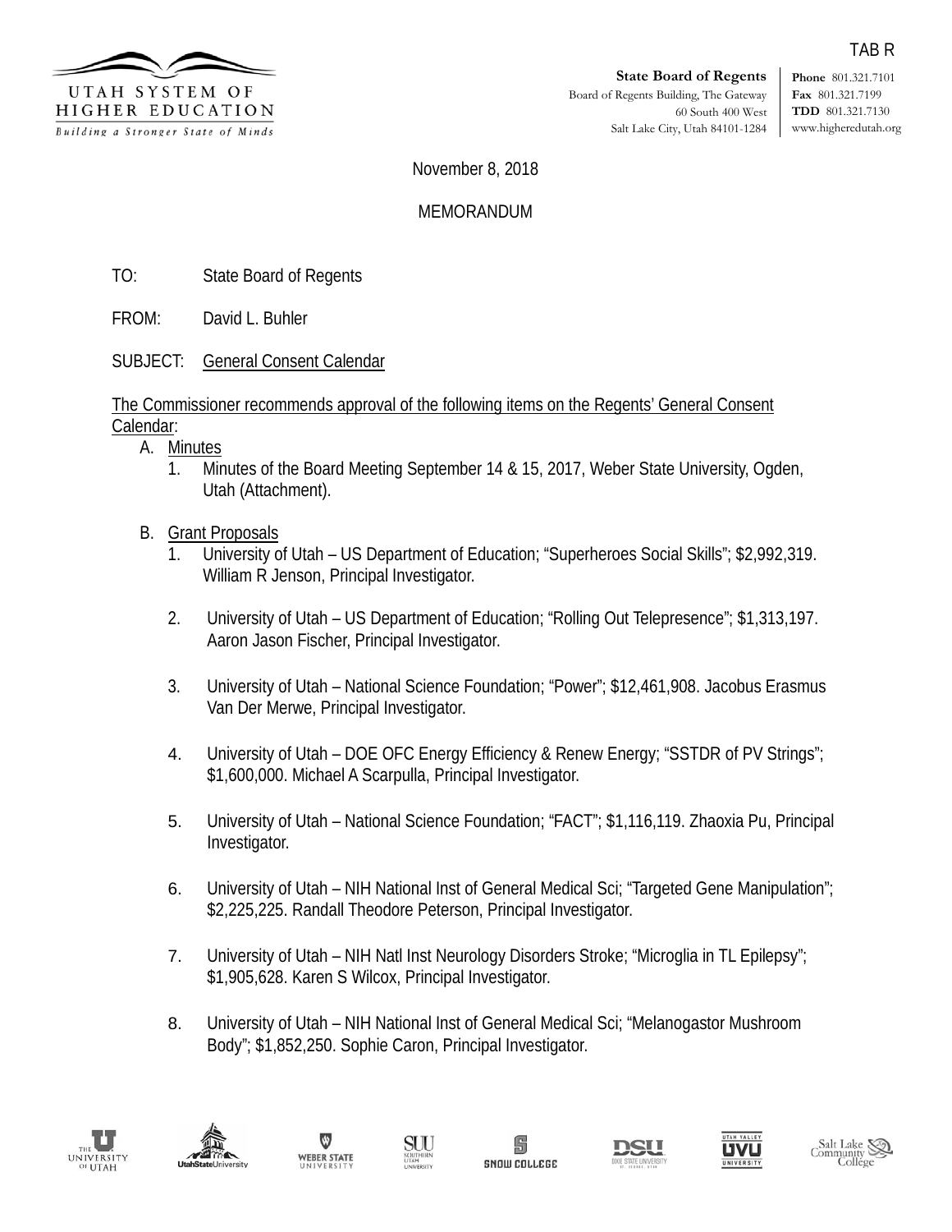TAB R

UTAH SYSTEM OF HIGHER EDUCATION
*Building a Stronger State of Minds*

**State Board of Regents**
Board of Regents Building, The Gateway
60 South 400 West
Salt Lake City, Utah 84101-1284

**Phone** 801.321.7101
**Fax** 801.321.7199
**TDD** 801.321.7130
www.higheredutah.org

November 8, 2018

MEMORANDUM

TO: State Board of Regents

FROM: David L. Buhler

SUBJECT: General Consent Calendar

The Commissioner recommends approval of the following items on the Regents' General Consent Calendar:

A. Minutes
   1. Minutes of the Board Meeting September 14 & 15, 2017, Weber State University, Ogden, Utah (Attachment).

B. Grant Proposals
   1. University of Utah – US Department of Education; "Superheroes Social Skills"; $2,992,319. William R Jenson, Principal Investigator.

   2. University of Utah – US Department of Education; "Rolling Out Telepresence"; $1,313,197. Aaron Jason Fischer, Principal Investigator.

   3. University of Utah – National Science Foundation; "Power"; $12,461,908. Jacobus Erasmus Van Der Merwe, Principal Investigator.

   4. University of Utah – DOE OFC Energy Efficiency & Renew Energy; "SSTDR of PV Strings"; $1,600,000. Michael A Scarpulla, Principal Investigator.

   5. University of Utah – National Science Foundation; "FACT"; $1,116,119. Zhaoxia Pu, Principal Investigator.

   6. University of Utah – NIH National Inst of General Medical Sci; "Targeted Gene Manipulation"; $2,225,225. Randall Theodore Peterson, Principal Investigator.

   7. University of Utah – NIH Natl Inst Neurology Disorders Stroke; "Microglia in TL Epilepsy"; $1,905,628. Karen S Wilcox, Principal Investigator.

   8. University of Utah – NIH National Inst of General Medical Sci; "Melanogastor Mushroom Body"; $1,852,250. Sophie Caron, Principal Investigator.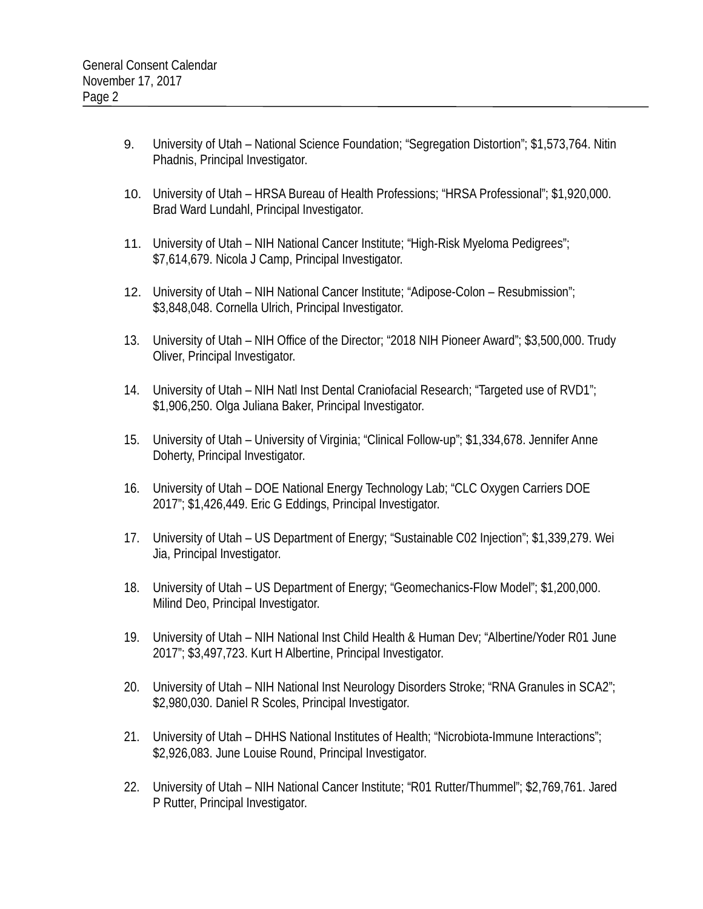9. University of Utah – National Science Foundation; “Segregation Distortion”; $1,573,764. Nitin Phadnis, Principal Investigator.

10. University of Utah – HRSA Bureau of Health Professions; “HRSA Professional”; $1,920,000. Brad Ward Lundahl, Principal Investigator.

11. University of Utah – NIH National Cancer Institute; “High-Risk Myeloma Pedigrees”; $7,614,679. Nicola J Camp, Principal Investigator.

12. University of Utah – NIH National Cancer Institute; “Adipose-Colon – Resubmission”; $3,848,048. Cornella Ulrich, Principal Investigator.

13. University of Utah – NIH Office of the Director; “2018 NIH Pioneer Award”; $3,500,000. Trudy Oliver, Principal Investigator.

14. University of Utah – NIH Natl Inst Dental Craniofacial Research; “Targeted use of RVD1”; $1,906,250. Olga Juliana Baker, Principal Investigator.

15. University of Utah – University of Virginia; “Clinical Follow-up”; $1,334,678. Jennifer Anne Doherty, Principal Investigator.

16. University of Utah – DOE National Energy Technology Lab; “CLC Oxygen Carriers DOE 2017”; $1,426,449. Eric G Eddings, Principal Investigator.

17. University of Utah – US Department of Energy; “Sustainable C02 Injection”; $1,339,279. Wei Jia, Principal Investigator.

18. University of Utah – US Department of Energy; “Geomechanics-Flow Model”; $1,200,000. Milind Deo, Principal Investigator.

19. University of Utah – NIH National Inst Child Health & Human Dev; “Albertine/Yoder R01 June 2017”; $3,497,723. Kurt H Albertine, Principal Investigator.

20. University of Utah – NIH National Inst Neurology Disorders Stroke; “RNA Granules in SCA2”; $2,980,030. Daniel R Scoles, Principal Investigator.

21. University of Utah – DHHS National Institutes of Health; “Nicrobiota-Immune Interactions”; $2,926,083. June Louise Round, Principal Investigator.

22. University of Utah – NIH National Cancer Institute; “R01 Rutter/Thummel”; $2,769,761. Jared P Rutter, Principal Investigator.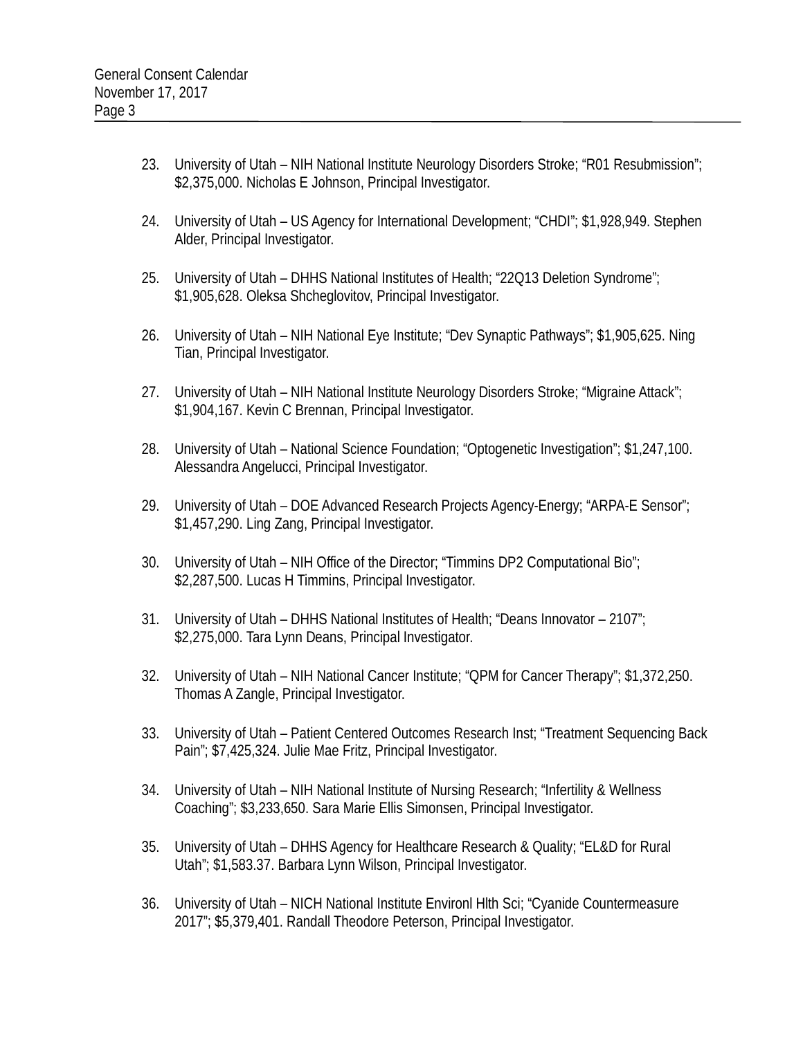23. University of Utah – NIH National Institute Neurology Disorders Stroke; “R01 Resubmission”; $2,375,000. Nicholas E Johnson, Principal Investigator.

24. University of Utah – US Agency for International Development; “CHDI”; $1,928,949. Stephen Alder, Principal Investigator.

25. University of Utah – DHHS National Institutes of Health; “22Q13 Deletion Syndrome”; $1,905,628. Oleksa Shcheglovitov, Principal Investigator.

26. University of Utah – NIH National Eye Institute; “Dev Synaptic Pathways”; $1,905,625. Ning Tian, Principal Investigator.

27. University of Utah – NIH National Institute Neurology Disorders Stroke; “Migraine Attack”; $1,904,167. Kevin C Brennan, Principal Investigator.

28. University of Utah – National Science Foundation; “Optogenetic Investigation”; $1,247,100. Alessandra Angelucci, Principal Investigator.

29. University of Utah – DOE Advanced Research Projects Agency-Energy; “ARPA-E Sensor”; $1,457,290. Ling Zang, Principal Investigator.

30. University of Utah – NIH Office of the Director; “Timmins DP2 Computational Bio”; $2,287,500. Lucas H Timmins, Principal Investigator.

31. University of Utah – DHHS National Institutes of Health; “Deans Innovator – 2107”; $2,275,000. Tara Lynn Deans, Principal Investigator.

32. University of Utah – NIH National Cancer Institute; “QPM for Cancer Therapy”; $1,372,250. Thomas A Zangle, Principal Investigator.

33. University of Utah – Patient Centered Outcomes Research Inst; “Treatment Sequencing Back Pain”; $7,425,324. Julie Mae Fritz, Principal Investigator.

34. University of Utah – NIH National Institute of Nursing Research; “Infertility & Wellness Coaching”; $3,233,650. Sara Marie Ellis Simonsen, Principal Investigator.

35. University of Utah – DHHS Agency for Healthcare Research & Quality; “EL&D for Rural Utah”; $1,583.37. Barbara Lynn Wilson, Principal Investigator.

36. University of Utah – NICH National Institute Environl Hlth Sci; “Cyanide Countermeasure 2017”; $5,379,401. Randall Theodore Peterson, Principal Investigator.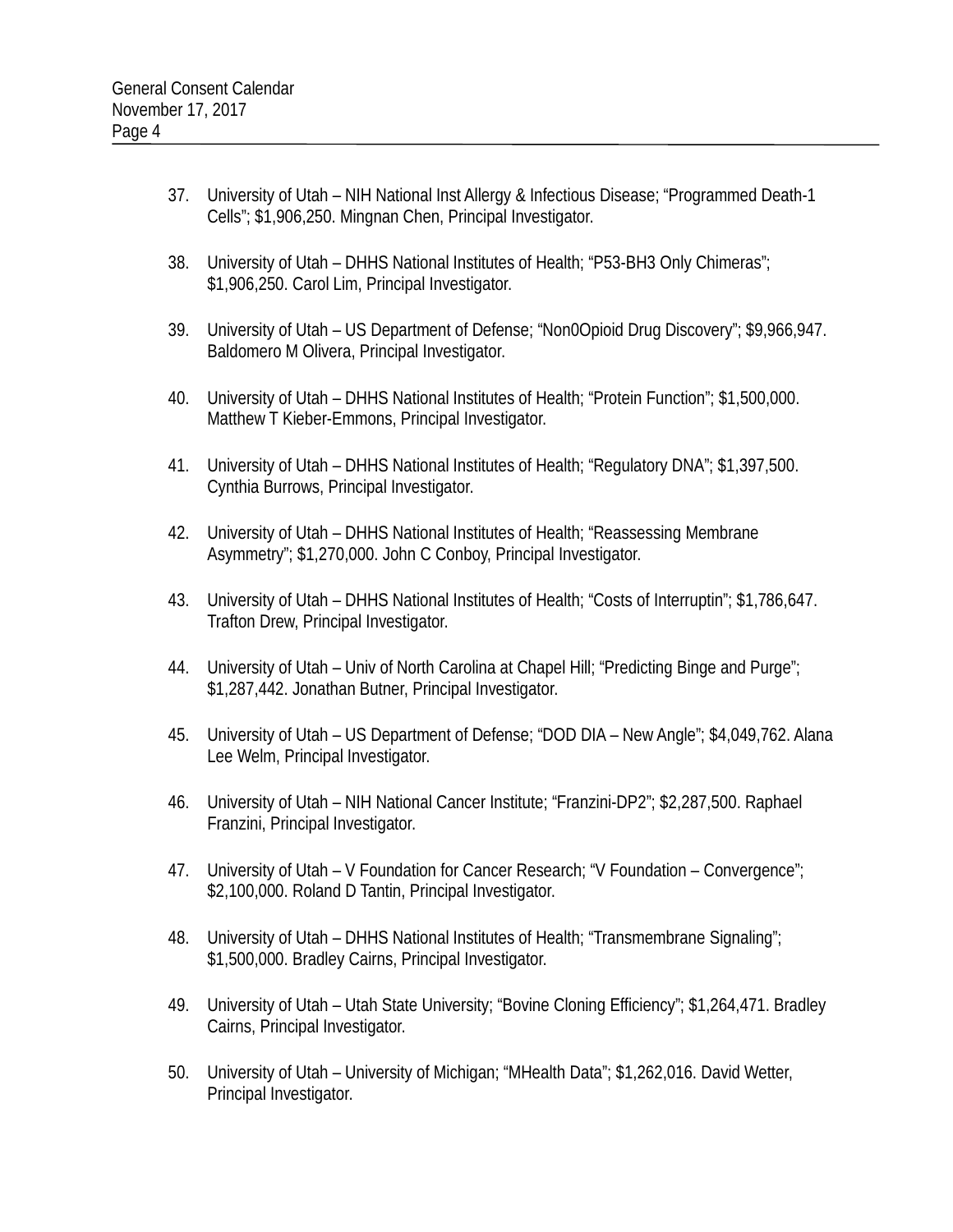37. University of Utah – NIH National Inst Allergy & Infectious Disease; “Programmed Death-1 Cells”; $1,906,250. Mingnan Chen, Principal Investigator.

38. University of Utah – DHHS National Institutes of Health; “P53-BH3 Only Chimeras”; $1,906,250. Carol Lim, Principal Investigator.

39. University of Utah – US Department of Defense; “Non0Opioid Drug Discovery”; $9,966,947. Baldomero M Olivera, Principal Investigator.

40. University of Utah – DHHS National Institutes of Health; “Protein Function”; $1,500,000. Matthew T Kieber-Emmons, Principal Investigator.

41. University of Utah – DHHS National Institutes of Health; “Regulatory DNA”; $1,397,500. Cynthia Burrows, Principal Investigator.

42. University of Utah – DHHS National Institutes of Health; “Reassessing Membrane Asymmetry”; $1,270,000. John C Conboy, Principal Investigator.

43. University of Utah – DHHS National Institutes of Health; “Costs of Interruptin”; $1,786,647. Trafton Drew, Principal Investigator.

44. University of Utah – Univ of North Carolina at Chapel Hill; “Predicting Binge and Purge”; $1,287,442. Jonathan Butner, Principal Investigator.

45. University of Utah – US Department of Defense; “DOD DIA – New Angle”; $4,049,762. Alana Lee Welm, Principal Investigator.

46. University of Utah – NIH National Cancer Institute; “Franzini-DP2”; $2,287,500. Raphael Franzini, Principal Investigator.

47. University of Utah – V Foundation for Cancer Research; “V Foundation – Convergence”; $2,100,000. Roland D Tantin, Principal Investigator.

48. University of Utah – DHHS National Institutes of Health; “Transmembrane Signaling”; $1,500,000. Bradley Cairns, Principal Investigator.

49. University of Utah – Utah State University; “Bovine Cloning Efficiency”; $1,264,471. Bradley Cairns, Principal Investigator.

50. University of Utah – University of Michigan; “MHealth Data”; $1,262,016. David Wetter, Principal Investigator.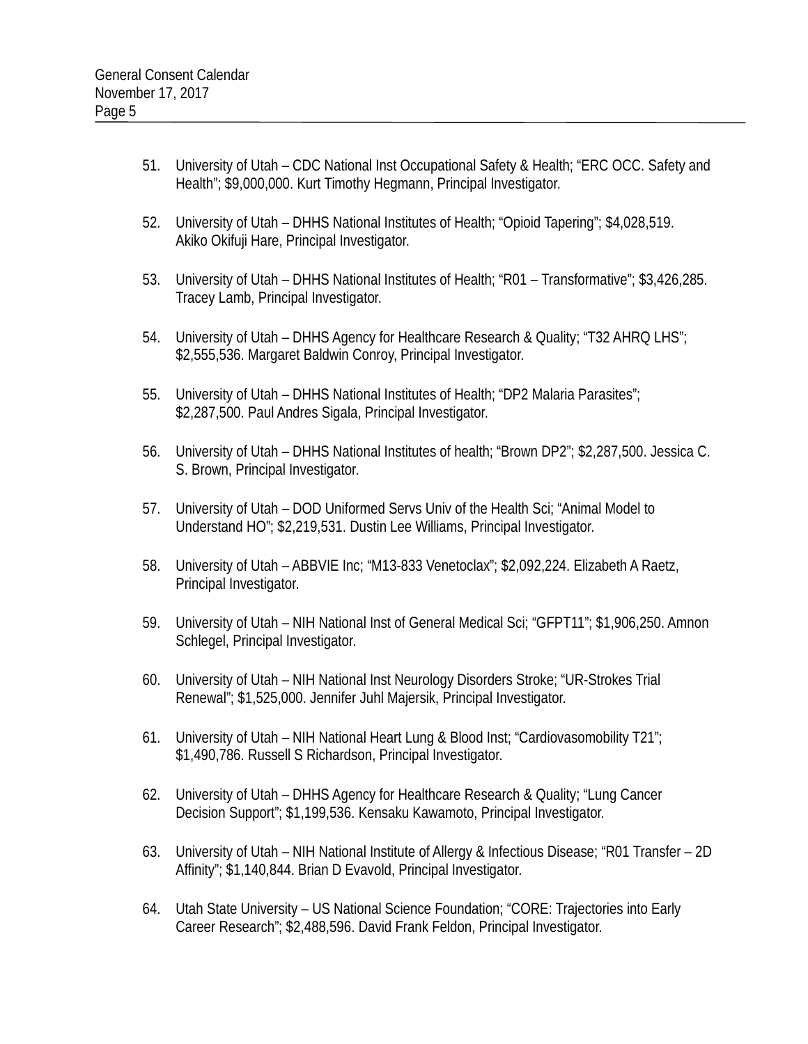51. University of Utah – CDC National Inst Occupational Safety & Health; “ERC OCC. Safety and Health”; $9,000,000. Kurt Timothy Hegmann, Principal Investigator.

52. University of Utah – DHHS National Institutes of Health; “Opioid Tapering”; $4,028,519. Akiko Okifuji Hare, Principal Investigator.

53. University of Utah – DHHS National Institutes of Health; “R01 – Transformative”; $3,426,285. Tracey Lamb, Principal Investigator.

54. University of Utah – DHHS Agency for Healthcare Research & Quality; “T32 AHRQ LHS”; $2,555,536. Margaret Baldwin Conroy, Principal Investigator.

55. University of Utah – DHHS National Institutes of Health; “DP2 Malaria Parasites”; $2,287,500. Paul Andres Sigala, Principal Investigator.

56. University of Utah – DHHS National Institutes of health; “Brown DP2”; $2,287,500. Jessica C. S. Brown, Principal Investigator.

57. University of Utah – DOD Uniformed Servs Univ of the Health Sci; “Animal Model to Understand HO”; $2,219,531. Dustin Lee Williams, Principal Investigator.

58. University of Utah – ABBVIE Inc; “M13-833 Venetoclax”; $2,092,224. Elizabeth A Raetz, Principal Investigator.

59. University of Utah – NIH National Inst of General Medical Sci; “GFPT11”; $1,906,250. Amnon Schlegel, Principal Investigator.

60. University of Utah – NIH National Inst Neurology Disorders Stroke; “UR-Strokes Trial Renewal”; $1,525,000. Jennifer Juhl Majersik, Principal Investigator.

61. University of Utah – NIH National Heart Lung & Blood Inst; “Cardiovasomobility T21”; $1,490,786. Russell S Richardson, Principal Investigator.

62. University of Utah – DHHS Agency for Healthcare Research & Quality; “Lung Cancer Decision Support”; $1,199,536. Kensaku Kawamoto, Principal Investigator.

63. University of Utah – NIH National Institute of Allergy & Infectious Disease; “R01 Transfer – 2D Affinity”; $1,140,844. Brian D Evavold, Principal Investigator.

64. Utah State University – US National Science Foundation; “CORE: Trajectories into Early Career Research”; $2,488,596. David Frank Feldon, Principal Investigator.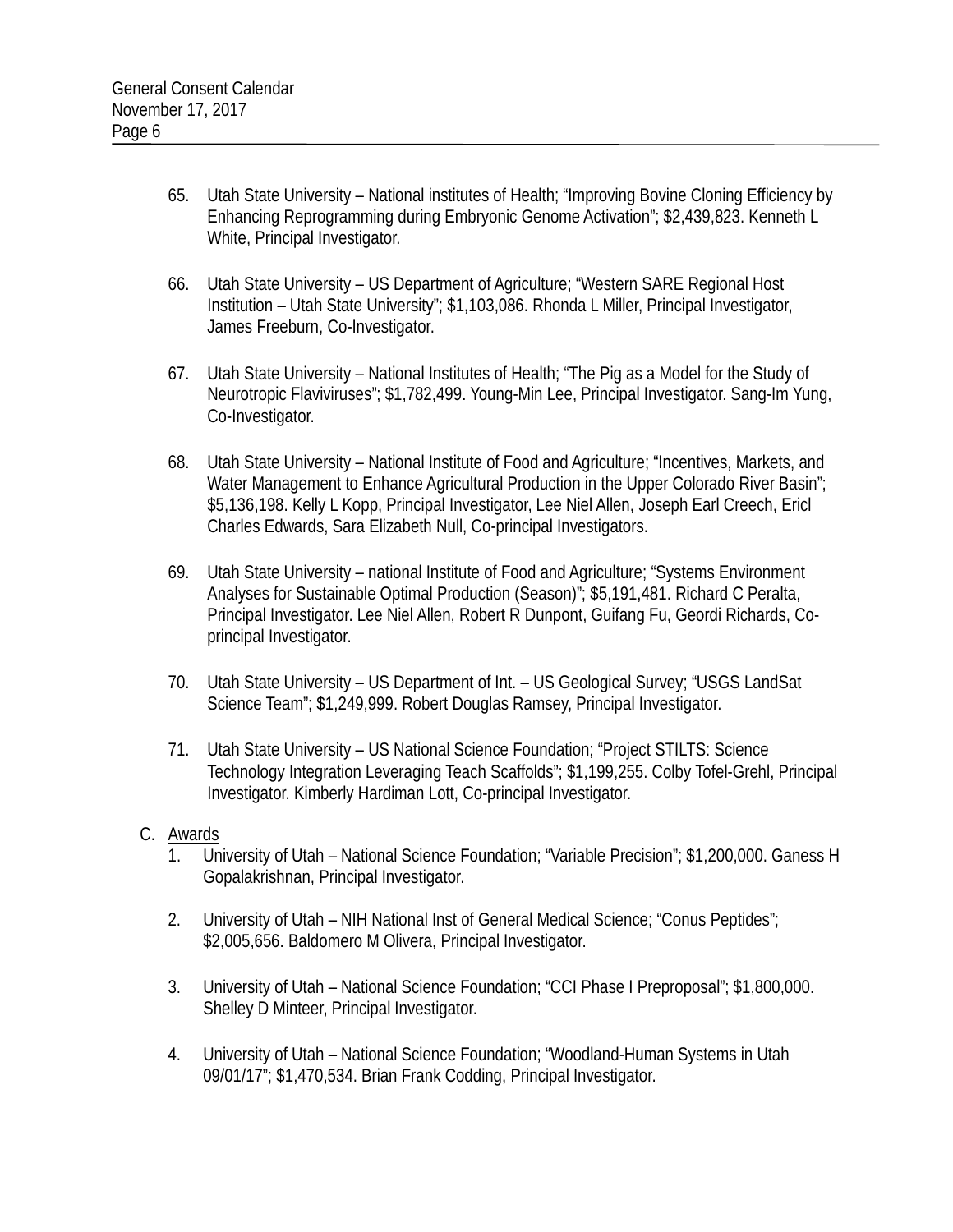65. Utah State University – National institutes of Health; "Improving Bovine Cloning Efficiency by Enhancing Reprogramming during Embryonic Genome Activation"; $2,439,823. Kenneth L White, Principal Investigator.

66. Utah State University – US Department of Agriculture; "Western SARE Regional Host Institution – Utah State University"; $1,103,086. Rhonda L Miller, Principal Investigator, James Freeburn, Co-Investigator.

67. Utah State University – National Institutes of Health; "The Pig as a Model for the Study of Neurotropic Flaviviruses"; $1,782,499. Young-Min Lee, Principal Investigator. Sang-Im Yung, Co-Investigator.

68. Utah State University – National Institute of Food and Agriculture; "Incentives, Markets, and Water Management to Enhance Agricultural Production in the Upper Colorado River Basin"; $5,136,198. Kelly L Kopp, Principal Investigator, Lee Niel Allen, Joseph Earl Creech, Ericl Charles Edwards, Sara Elizabeth Null, Co-principal Investigators.

69. Utah State University – national Institute of Food and Agriculture; "Systems Environment Analyses for Sustainable Optimal Production (Season)"; $5,191,481. Richard C Peralta, Principal Investigator. Lee Niel Allen, Robert R Dunpont, Guifang Fu, Geordi Richards, Co-principal Investigator.

70. Utah State University – US Department of Int. – US Geological Survey; "USGS LandSat Science Team"; $1,249,999. Robert Douglas Ramsey, Principal Investigator.

71. Utah State University – US National Science Foundation; "Project STILTS: Science Technology Integration Leveraging Teach Scaffolds"; $1,199,255. Colby Tofel-Grehl, Principal Investigator. Kimberly Hardiman Lott, Co-principal Investigator.

C. Awards

1. University of Utah – National Science Foundation; "Variable Precision"; $1,200,000. Ganess H Gopalakrishnan, Principal Investigator.

2. University of Utah – NIH National Inst of General Medical Science; "Conus Peptides"; $2,005,656. Baldomero M Olivera, Principal Investigator.

3. University of Utah – National Science Foundation; "CCI Phase I Preproposal"; $1,800,000. Shelley D Minteer, Principal Investigator.

4. University of Utah – National Science Foundation; "Woodland-Human Systems in Utah 09/01/17"; $1,470,534. Brian Frank Codding, Principal Investigator.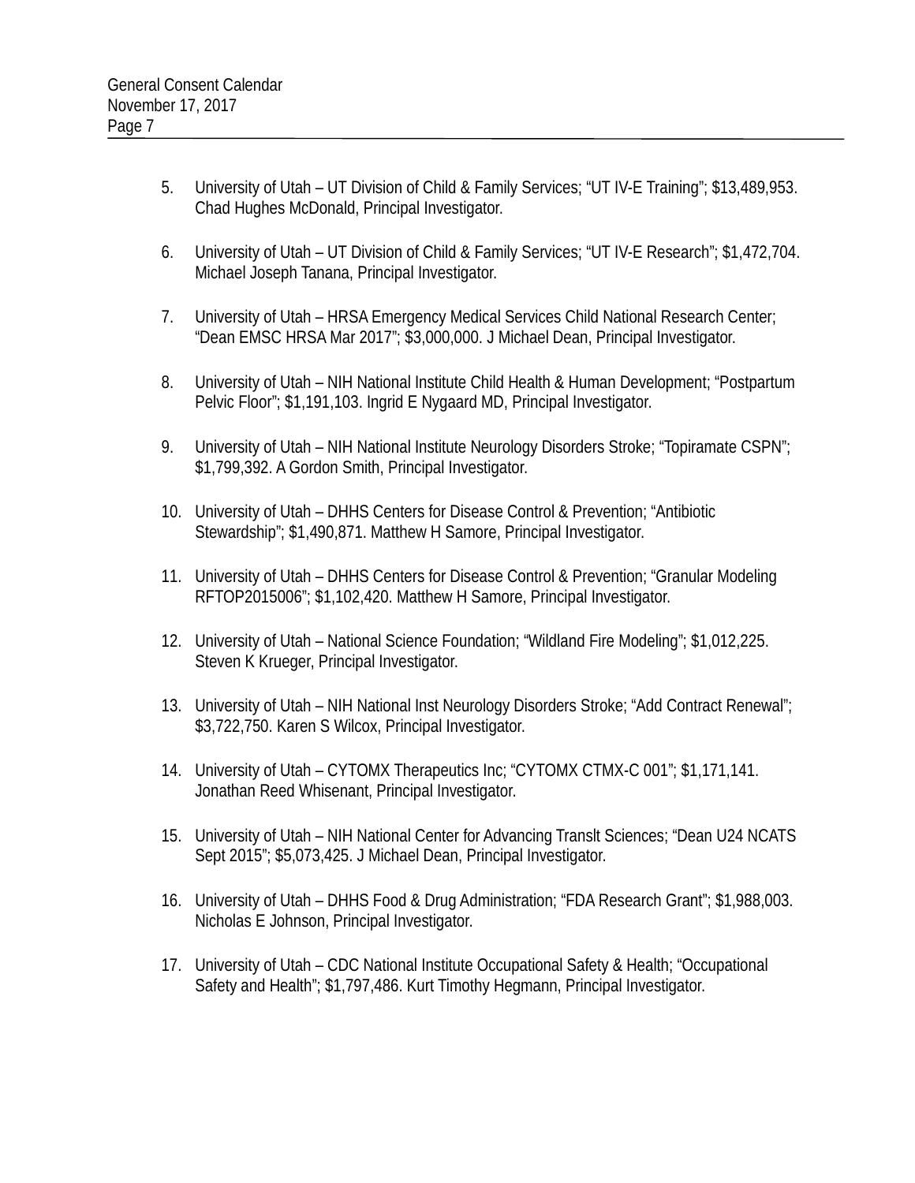5. University of Utah – UT Division of Child & Family Services; "UT IV-E Training"; $13,489,953. Chad Hughes McDonald, Principal Investigator.

6. University of Utah – UT Division of Child & Family Services; "UT IV-E Research"; $1,472,704. Michael Joseph Tanana, Principal Investigator.

7. University of Utah – HRSA Emergency Medical Services Child National Research Center; "Dean EMSC HRSA Mar 2017"; $3,000,000. J Michael Dean, Principal Investigator.

8. University of Utah – NIH National Institute Child Health & Human Development; "Postpartum Pelvic Floor"; $1,191,103. Ingrid E Nygaard MD, Principal Investigator.

9. University of Utah – NIH National Institute Neurology Disorders Stroke; "Topiramate CSPN"; $1,799,392. A Gordon Smith, Principal Investigator.

10. University of Utah – DHHS Centers for Disease Control & Prevention; "Antibiotic Stewardship"; $1,490,871. Matthew H Samore, Principal Investigator.

11. University of Utah – DHHS Centers for Disease Control & Prevention; "Granular Modeling RFTOP2015006"; $1,102,420. Matthew H Samore, Principal Investigator.

12. University of Utah – National Science Foundation; "Wildland Fire Modeling"; $1,012,225. Steven K Krueger, Principal Investigator.

13. University of Utah – NIH National Inst Neurology Disorders Stroke; "Add Contract Renewal"; $3,722,750. Karen S Wilcox, Principal Investigator.

14. University of Utah – CYTOMX Therapeutics Inc; "CYTOMX CTMX-C 001"; $1,171,141. Jonathan Reed Whisenant, Principal Investigator.

15. University of Utah – NIH National Center for Advancing Translt Sciences; "Dean U24 NCATS Sept 2015"; $5,073,425. J Michael Dean, Principal Investigator.

16. University of Utah – DHHS Food & Drug Administration; "FDA Research Grant"; $1,988,003. Nicholas E Johnson, Principal Investigator.

17. University of Utah – CDC National Institute Occupational Safety & Health; "Occupational Safety and Health"; $1,797,486. Kurt Timothy Hegmann, Principal Investigator.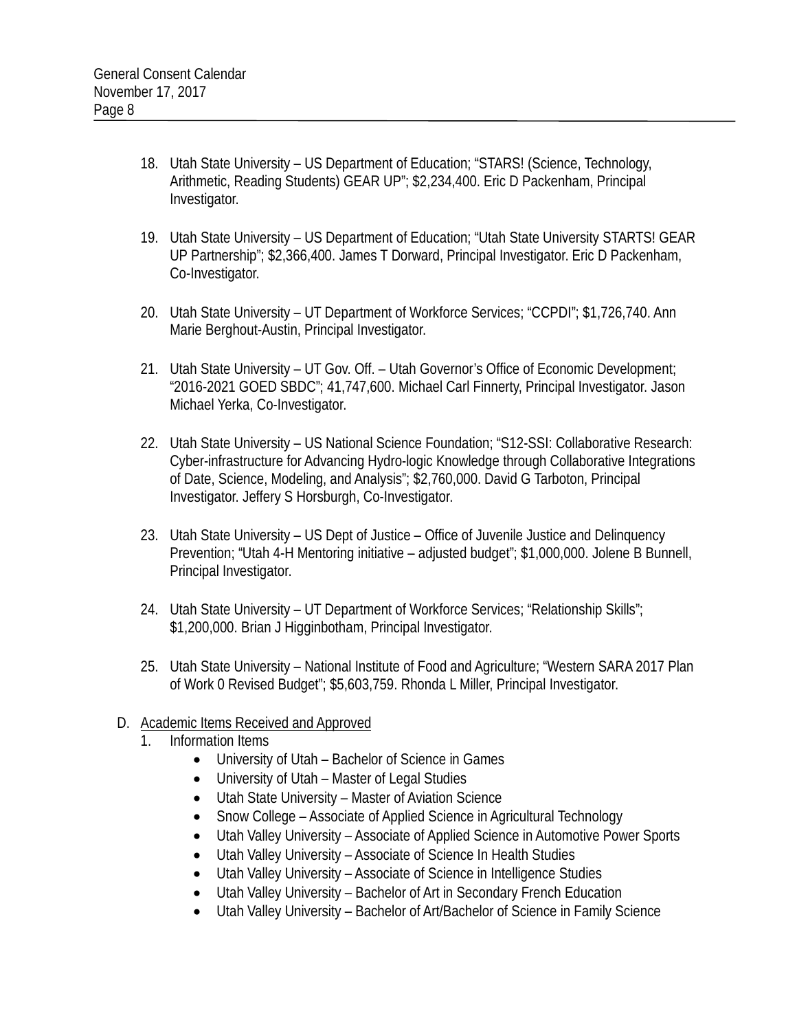18. Utah State University – US Department of Education; "STARS! (Science, Technology, Arithmetic, Reading Students) GEAR UP"; $2,234,400. Eric D Packenham, Principal Investigator.

19. Utah State University – US Department of Education; "Utah State University STARTS! GEAR UP Partnership"; $2,366,400. James T Dorward, Principal Investigator. Eric D Packenham, Co-Investigator.

20. Utah State University – UT Department of Workforce Services; "CCPDI"; $1,726,740. Ann Marie Berghout-Austin, Principal Investigator.

21. Utah State University – UT Gov. Off. – Utah Governor's Office of Economic Development; "2016-2021 GOED SBDC"; 41,747,600. Michael Carl Finnerty, Principal Investigator. Jason Michael Yerka, Co-Investigator.

22. Utah State University – US National Science Foundation; "S12-SSI: Collaborative Research: Cyber-infrastructure for Advancing Hydro-logic Knowledge through Collaborative Integrations of Date, Science, Modeling, and Analysis"; $2,760,000. David G Tarboton, Principal Investigator. Jeffery S Horsburgh, Co-Investigator.

23. Utah State University – US Dept of Justice – Office of Juvenile Justice and Delinquency Prevention; "Utah 4-H Mentoring initiative – adjusted budget"; $1,000,000. Jolene B Bunnell, Principal Investigator.

24. Utah State University – UT Department of Workforce Services; "Relationship Skills"; $1,200,000. Brian J Higginbotham, Principal Investigator.

25. Utah State University – National Institute of Food and Agriculture; "Western SARA 2017 Plan of Work 0 Revised Budget"; $5,603,759. Rhonda L Miller, Principal Investigator.

D. Academic Items Received and Approved
   1. Information Items
      - University of Utah – Bachelor of Science in Games
      - University of Utah – Master of Legal Studies
      - Utah State University – Master of Aviation Science
      - Snow College – Associate of Applied Science in Agricultural Technology
      - Utah Valley University – Associate of Applied Science in Automotive Power Sports
      - Utah Valley University – Associate of Science In Health Studies
      - Utah Valley University – Associate of Science in Intelligence Studies
      - Utah Valley University – Bachelor of Art in Secondary French Education
      - Utah Valley University – Bachelor of Art/Bachelor of Science in Family Science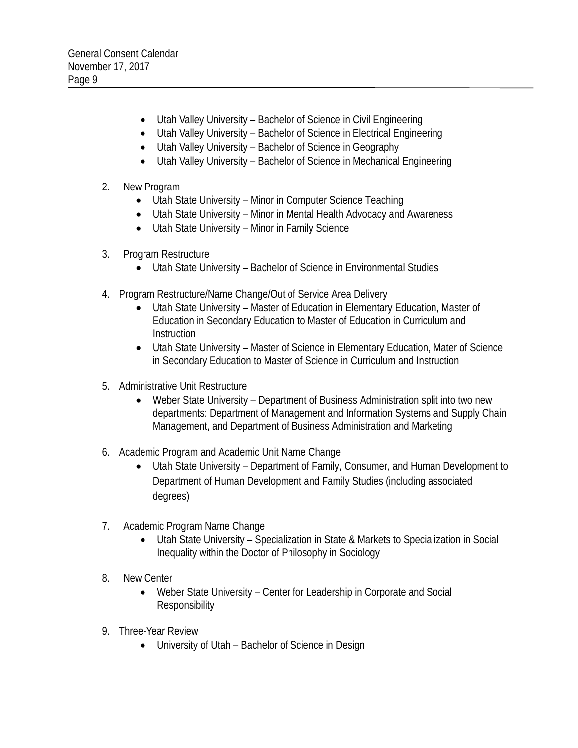- Utah Valley University – Bachelor of Science in Civil Engineering
- Utah Valley University – Bachelor of Science in Electrical Engineering
- Utah Valley University – Bachelor of Science in Geography
- Utah Valley University – Bachelor of Science in Mechanical Engineering

2. New Program
    - Utah State University – Minor in Computer Science Teaching
    - Utah State University – Minor in Mental Health Advocacy and Awareness
    - Utah State University – Minor in Family Science

3. Program Restructure
    - Utah State University – Bachelor of Science in Environmental Studies

4. Program Restructure/Name Change/Out of Service Area Delivery
    - Utah State University – Master of Education in Elementary Education, Master of Education in Secondary Education to Master of Education in Curriculum and Instruction
    - Utah State University – Master of Science in Elementary Education, Mater of Science in Secondary Education to Master of Science in Curriculum and Instruction

5. Administrative Unit Restructure
    - Weber State University – Department of Business Administration split into two new departments: Department of Management and Information Systems and Supply Chain Management, and Department of Business Administration and Marketing

6. Academic Program and Academic Unit Name Change
    - Utah State University – Department of Family, Consumer, and Human Development to Department of Human Development and Family Studies (including associated degrees)

7. Academic Program Name Change
    - Utah State University – Specialization in State & Markets to Specialization in Social Inequality within the Doctor of Philosophy in Sociology

8. New Center
    - Weber State University – Center for Leadership in Corporate and Social Responsibility

9. Three-Year Review
    - University of Utah – Bachelor of Science in Design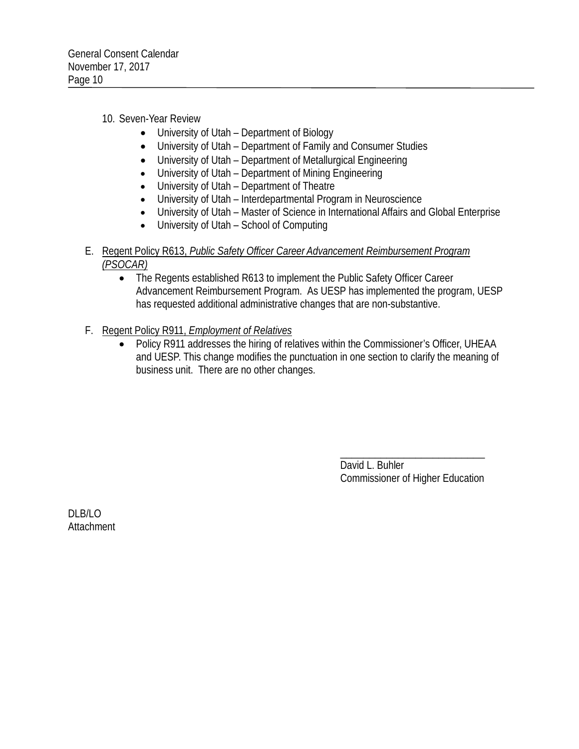10. Seven-Year Review
    - University of Utah – Department of Biology
    - University of Utah – Department of Family and Consumer Studies
    - University of Utah – Department of Metallurgical Engineering
    - University of Utah – Department of Mining Engineering
    - University of Utah – Department of Theatre
    - University of Utah – Interdepartmental Program in Neuroscience
    - University of Utah – Master of Science in International Affairs and Global Enterprise
    - University of Utah – School of Computing

E. Regent Policy R613, *Public Safety Officer Career Advancement Reimbursement Program (PSOCAR)*
   - The Regents established R613 to implement the Public Safety Officer Career Advancement Reimbursement Program. As UESP has implemented the program, UESP has requested additional administrative changes that are non-substantive.

F. Regent Policy R911, *Employment of Relatives*
   - Policy R911 addresses the hiring of relatives within the Commissioner's Officer, UHEAA and UESP. This change modifies the punctuation in one section to clarify the meaning of business unit. There are no other changes.

\_\_\_\_\_\_\_\_\_\_\_\_\_\_\_\_\_\_\_\_\_\_\_\_\_\_\_\_
David L. Buhler
Commissioner of Higher Education

DLB/LO
Attachment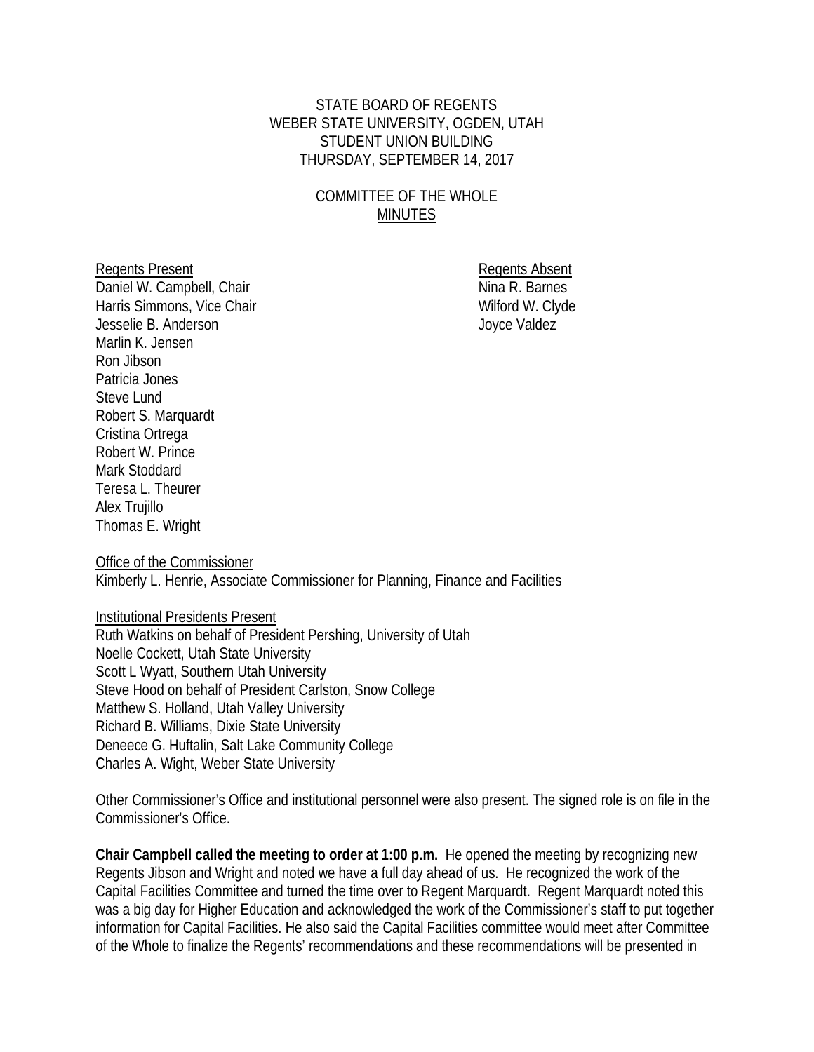STATE BOARD OF REGENTS
WEBER STATE UNIVERSITY, OGDEN, UTAH
STUDENT UNION BUILDING
THURSDAY, SEPTEMBER 14, 2017

COMMITTEE OF THE WHOLE
MINUTES

Regents Present
Daniel W. Campbell, Chair
Harris Simmons, Vice Chair
Jesselie B. Anderson
Marlin K. Jensen
Ron Jibson
Patricia Jones
Steve Lund
Robert S. Marquardt
Cristina Ortrega
Robert W. Prince
Mark Stoddard
Teresa L. Theurer
Alex Trujillo
Thomas E. Wright

Regents Absent
Nina R. Barnes
Wilford W. Clyde
Joyce Valdez

Office of the Commissioner
Kimberly L. Henrie, Associate Commissioner for Planning, Finance and Facilities

Institutional Presidents Present
Ruth Watkins on behalf of President Pershing, University of Utah
Noelle Cockett, Utah State University
Scott L Wyatt, Southern Utah University
Steve Hood on behalf of President Carlston, Snow College
Matthew S. Holland, Utah Valley University
Richard B. Williams, Dixie State University
Deneece G. Huftalin, Salt Lake Community College
Charles A. Wight, Weber State University

Other Commissioner's Office and institutional personnel were also present. The signed role is on file in the Commissioner's Office.

**Chair Campbell called the meeting to order at 1:00 p.m.** He opened the meeting by recognizing new Regents Jibson and Wright and noted we have a full day ahead of us. He recognized the work of the Capital Facilities Committee and turned the time over to Regent Marquardt. Regent Marquardt noted this was a big day for Higher Education and acknowledged the work of the Commissioner's staff to put together information for Capital Facilities. He also said the Capital Facilities committee would meet after Committee of the Whole to finalize the Regents' recommendations and these recommendations will be presented in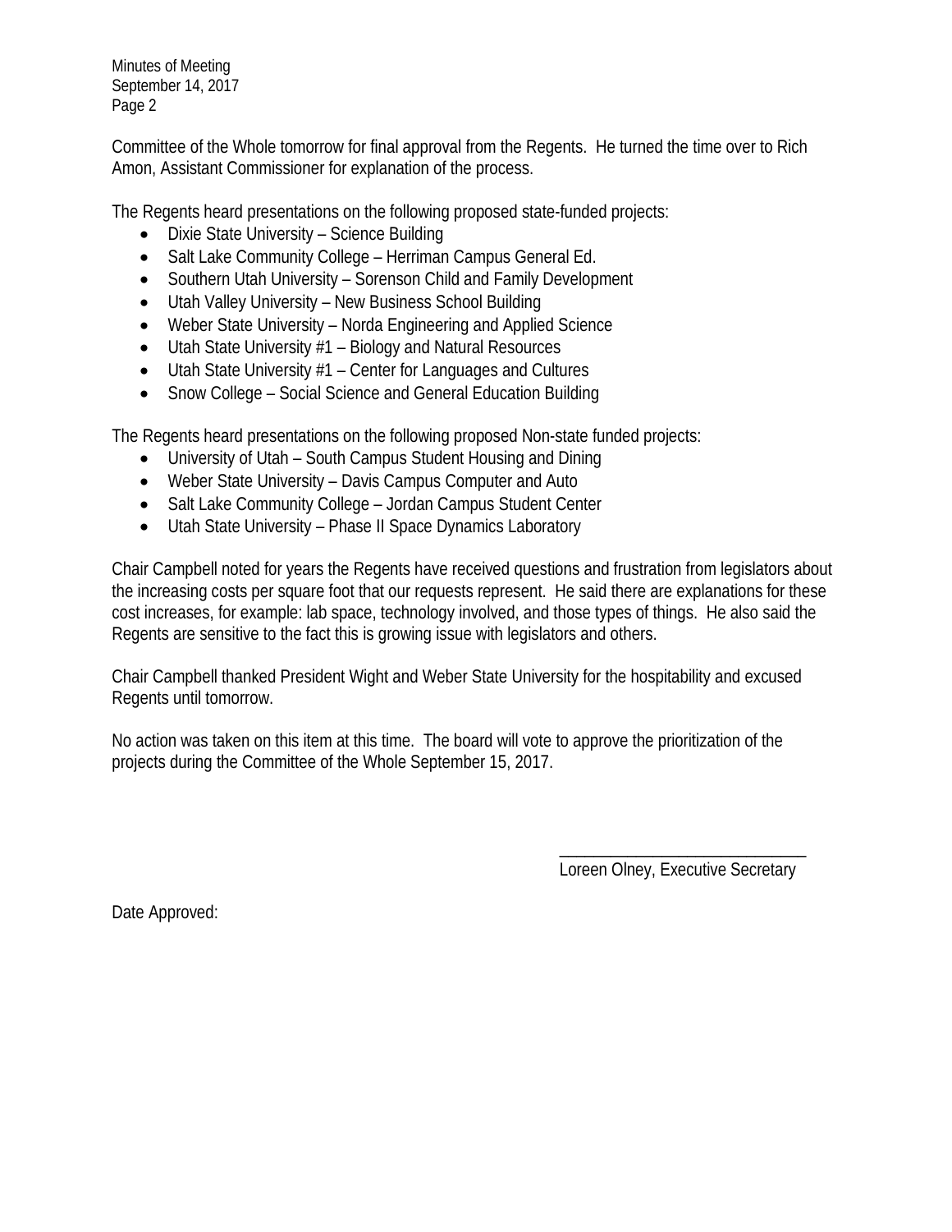Committee of the Whole tomorrow for final approval from the Regents. He turned the time over to Rich Amon, Assistant Commissioner for explanation of the process.

The Regents heard presentations on the following proposed state-funded projects:

- Dixie State University – Science Building
- Salt Lake Community College – Herriman Campus General Ed.
- Southern Utah University – Sorenson Child and Family Development
- Utah Valley University – New Business School Building
- Weber State University – Norda Engineering and Applied Science
- Utah State University #1 – Biology and Natural Resources
- Utah State University #1 – Center for Languages and Cultures
- Snow College – Social Science and General Education Building

The Regents heard presentations on the following proposed Non-state funded projects:

- University of Utah – South Campus Student Housing and Dining
- Weber State University – Davis Campus Computer and Auto
- Salt Lake Community College – Jordan Campus Student Center
- Utah State University – Phase II Space Dynamics Laboratory

Chair Campbell noted for years the Regents have received questions and frustration from legislators about the increasing costs per square foot that our requests represent. He said there are explanations for these cost increases, for example: lab space, technology involved, and those types of things. He also said the Regents are sensitive to the fact this is growing issue with legislators and others.

Chair Campbell thanked President Wight and Weber State University for the hospitality and excused Regents until tomorrow.

No action was taken on this item at this time. The board will vote to approve the prioritization of the projects during the Committee of the Whole September 15, 2017.

\_\_\_\_\_\_\_\_\_\_\_\_\_\_\_\_\_\_\_\_\_\_\_\_\_\_\_\_\_\_

Loreen Olney, Executive Secretary

Date Approved: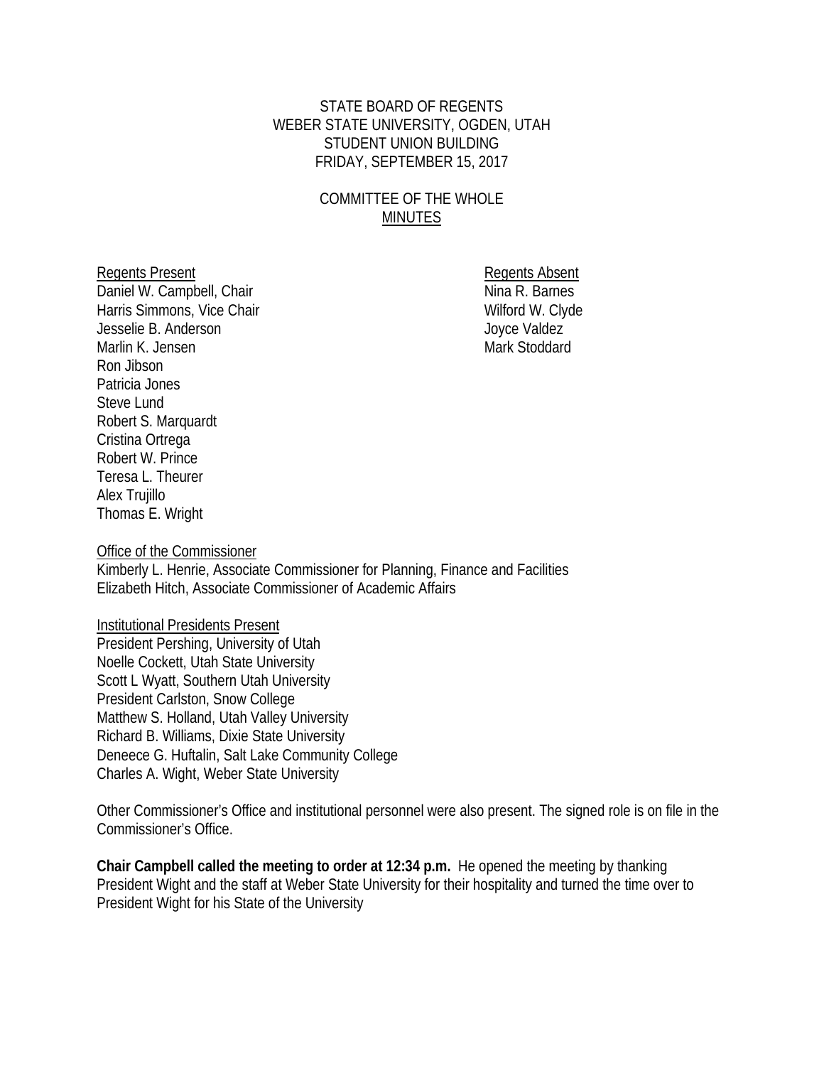STATE BOARD OF REGENTS
WEBER STATE UNIVERSITY, OGDEN, UTAH
STUDENT UNION BUILDING
FRIDAY, SEPTEMBER 15, 2017

COMMITTEE OF THE WHOLE
MINUTES

Regents Present
Daniel W. Campbell, Chair
Harris Simmons, Vice Chair
Jesselie B. Anderson
Marlin K. Jensen
Ron Jibson
Patricia Jones
Steve Lund
Robert S. Marquardt
Cristina Ortrega
Robert W. Prince
Teresa L. Theurer
Alex Trujillo
Thomas E. Wright

Regents Absent
Nina R. Barnes
Wilford W. Clyde
Joyce Valdez
Mark Stoddard

Office of the Commissioner
Kimberly L. Henrie, Associate Commissioner for Planning, Finance and Facilities
Elizabeth Hitch, Associate Commissioner of Academic Affairs

Institutional Presidents Present
President Pershing, University of Utah
Noelle Cockett, Utah State University
Scott L Wyatt, Southern Utah University
President Carlston, Snow College
Matthew S. Holland, Utah Valley University
Richard B. Williams, Dixie State University
Deneece G. Huftalin, Salt Lake Community College
Charles A. Wight, Weber State University

Other Commissioner's Office and institutional personnel were also present. The signed role is on file in the Commissioner's Office.

**Chair Campbell called the meeting to order at 12:34 p.m.** He opened the meeting by thanking President Wight and the staff at Weber State University for their hospitality and turned the time over to President Wight for his State of the University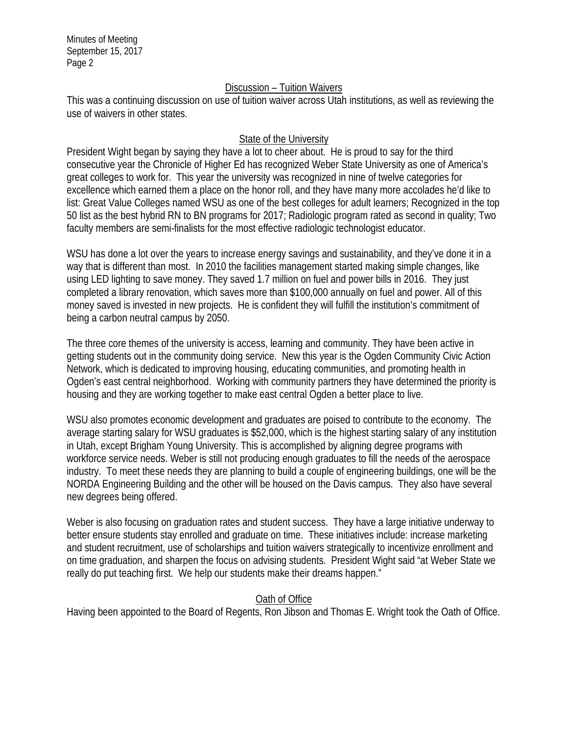## Discussion – Tuition Waivers

This was a continuing discussion on use of tuition waiver across Utah institutions, as well as reviewing the use of waivers in other states.

## State of the University

President Wight began by saying they have a lot to cheer about. He is proud to say for the third consecutive year the Chronicle of Higher Ed has recognized Weber State University as one of America's great colleges to work for. This year the university was recognized in nine of twelve categories for excellence which earned them a place on the honor roll, and they have many more accolades he'd like to list: Great Value Colleges named WSU as one of the best colleges for adult learners; Recognized in the top 50 list as the best hybrid RN to BN programs for 2017; Radiologic program rated as second in quality; Two faculty members are semi-finalists for the most effective radiologic technologist educator.

WSU has done a lot over the years to increase energy savings and sustainability, and they've done it in a way that is different than most. In 2010 the facilities management started making simple changes, like using LED lighting to save money. They saved 1.7 million on fuel and power bills in 2016. They just completed a library renovation, which saves more than $100,000 annually on fuel and power. All of this money saved is invested in new projects. He is confident they will fulfill the institution's commitment of being a carbon neutral campus by 2050.

The three core themes of the university is access, learning and community. They have been active in getting students out in the community doing service. New this year is the Ogden Community Civic Action Network, which is dedicated to improving housing, educating communities, and promoting health in Ogden's east central neighborhood. Working with community partners they have determined the priority is housing and they are working together to make east central Ogden a better place to live.

WSU also promotes economic development and graduates are poised to contribute to the economy. The average starting salary for WSU graduates is $52,000, which is the highest starting salary of any institution in Utah, except Brigham Young University. This is accomplished by aligning degree programs with workforce service needs. Weber is still not producing enough graduates to fill the needs of the aerospace industry. To meet these needs they are planning to build a couple of engineering buildings, one will be the NORDA Engineering Building and the other will be housed on the Davis campus. They also have several new degrees being offered.

Weber is also focusing on graduation rates and student success. They have a large initiative underway to better ensure students stay enrolled and graduate on time. These initiatives include: increase marketing and student recruitment, use of scholarships and tuition waivers strategically to incentivize enrollment and on time graduation, and sharpen the focus on advising students. President Wight said "at Weber State we really do put teaching first. We help our students make their dreams happen."

## Oath of Office

Having been appointed to the Board of Regents, Ron Jibson and Thomas E. Wright took the Oath of Office.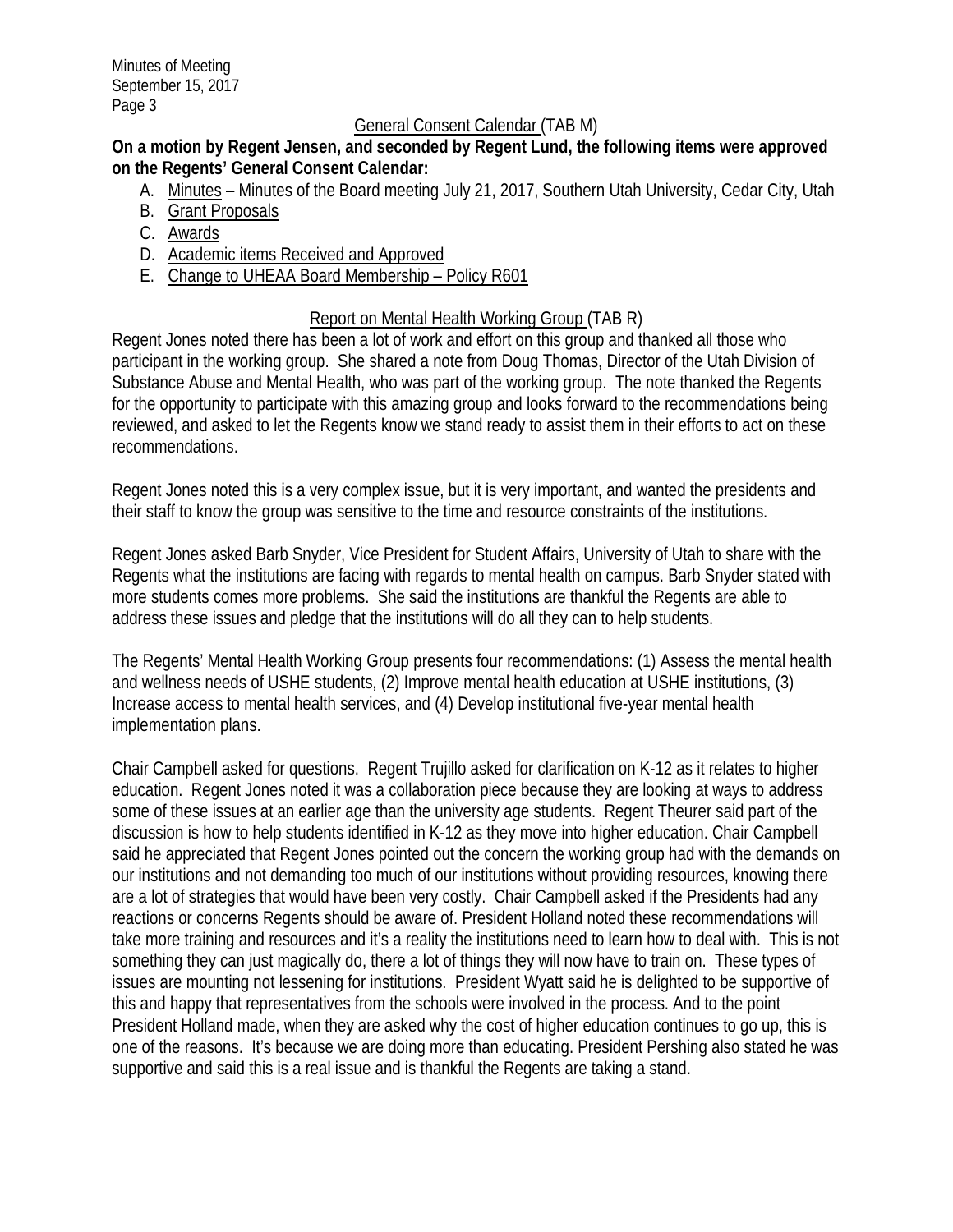General Consent Calendar (TAB M)

**On a motion by Regent Jensen, and seconded by Regent Lund, the following items were approved on the Regents' General Consent Calendar:**

A. Minutes – Minutes of the Board meeting July 21, 2017, Southern Utah University, Cedar City, Utah
B. Grant Proposals
C. Awards
D. Academic items Received and Approved
E. Change to UHEAA Board Membership – Policy R601

Report on Mental Health Working Group (TAB R)

Regent Jones noted there has been a lot of work and effort on this group and thanked all those who participant in the working group. She shared a note from Doug Thomas, Director of the Utah Division of Substance Abuse and Mental Health, who was part of the working group. The note thanked the Regents for the opportunity to participate with this amazing group and looks forward to the recommendations being reviewed, and asked to let the Regents know we stand ready to assist them in their efforts to act on these recommendations.

Regent Jones noted this is a very complex issue, but it is very important, and wanted the presidents and their staff to know the group was sensitive to the time and resource constraints of the institutions.

Regent Jones asked Barb Snyder, Vice President for Student Affairs, University of Utah to share with the Regents what the institutions are facing with regards to mental health on campus. Barb Snyder stated with more students comes more problems. She said the institutions are thankful the Regents are able to address these issues and pledge that the institutions will do all they can to help students.

The Regents' Mental Health Working Group presents four recommendations: (1) Assess the mental health and wellness needs of USHE students, (2) Improve mental health education at USHE institutions, (3) Increase access to mental health services, and (4) Develop institutional five-year mental health implementation plans.

Chair Campbell asked for questions. Regent Trujillo asked for clarification on K-12 as it relates to higher education. Regent Jones noted it was a collaboration piece because they are looking at ways to address some of these issues at an earlier age than the university age students. Regent Theurer said part of the discussion is how to help students identified in K-12 as they move into higher education. Chair Campbell said he appreciated that Regent Jones pointed out the concern the working group had with the demands on our institutions and not demanding too much of our institutions without providing resources, knowing there are a lot of strategies that would have been very costly. Chair Campbell asked if the Presidents had any reactions or concerns Regents should be aware of. President Holland noted these recommendations will take more training and resources and it's a reality the institutions need to learn how to deal with. This is not something they can just magically do, there a lot of things they will now have to train on. These types of issues are mounting not lessening for institutions. President Wyatt said he is delighted to be supportive of this and happy that representatives from the schools were involved in the process. And to the point President Holland made, when they are asked why the cost of higher education continues to go up, this is one of the reasons. It's because we are doing more than educating. President Pershing also stated he was supportive and said this is a real issue and is thankful the Regents are taking a stand.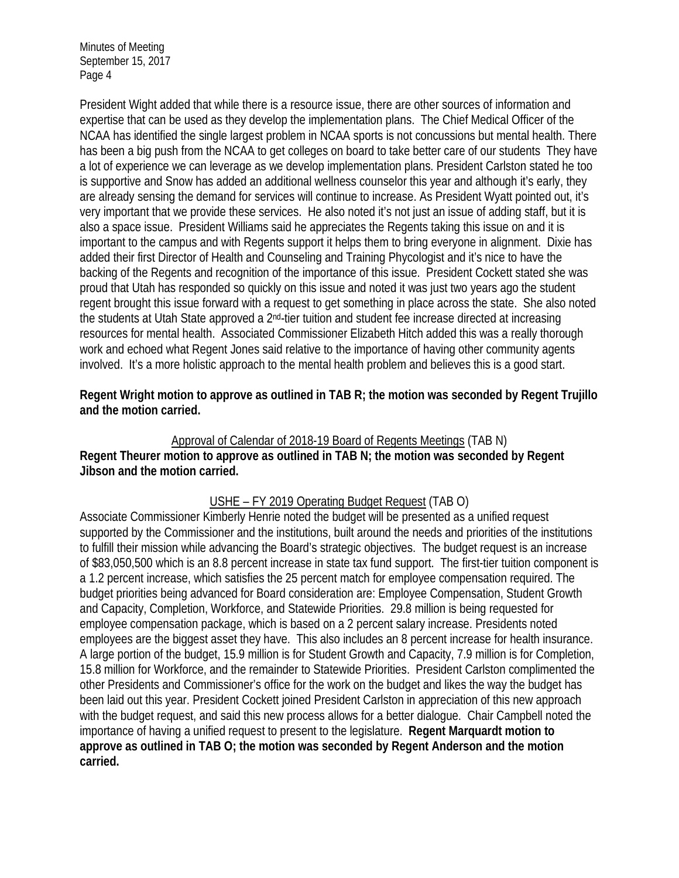President Wight added that while there is a resource issue, there are other sources of information and expertise that can be used as they develop the implementation plans. The Chief Medical Officer of the NCAA has identified the single largest problem in NCAA sports is not concussions but mental health. There has been a big push from the NCAA to get colleges on board to take better care of our students They have a lot of experience we can leverage as we develop implementation plans. President Carlston stated he too is supportive and Snow has added an additional wellness counselor this year and although it's early, they are already sensing the demand for services will continue to increase. As President Wyatt pointed out, it's very important that we provide these services. He also noted it's not just an issue of adding staff, but it is also a space issue. President Williams said he appreciates the Regents taking this issue on and it is important to the campus and with Regents support it helps them to bring everyone in alignment. Dixie has added their first Director of Health and Counseling and Training Phycologist and it's nice to have the backing of the Regents and recognition of the importance of this issue. President Cockett stated she was proud that Utah has responded so quickly on this issue and noted it was just two years ago the student regent brought this issue forward with a request to get something in place across the state. She also noted the students at Utah State approved a 2nd-tier tuition and student fee increase directed at increasing resources for mental health. Associated Commissioner Elizabeth Hitch added this was a really thorough work and echoed what Regent Jones said relative to the importance of having other community agents involved. It's a more holistic approach to the mental health problem and believes this is a good start.

**Regent Wright motion to approve as outlined in TAB R; the motion was seconded by Regent Trujillo and the motion carried.**

Approval of Calendar of 2018-19 Board of Regents Meetings (TAB N)

**Regent Theurer motion to approve as outlined in TAB N; the motion was seconded by Regent Jibson and the motion carried.**

USHE – FY 2019 Operating Budget Request (TAB O)

Associate Commissioner Kimberly Henrie noted the budget will be presented as a unified request supported by the Commissioner and the institutions, built around the needs and priorities of the institutions to fulfill their mission while advancing the Board's strategic objectives. The budget request is an increase of $83,050,500 which is an 8.8 percent increase in state tax fund support. The first-tier tuition component is a 1.2 percent increase, which satisfies the 25 percent match for employee compensation required. The budget priorities being advanced for Board consideration are: Employee Compensation, Student Growth and Capacity, Completion, Workforce, and Statewide Priorities. 29.8 million is being requested for employee compensation package, which is based on a 2 percent salary increase. Presidents noted employees are the biggest asset they have. This also includes an 8 percent increase for health insurance. A large portion of the budget, 15.9 million is for Student Growth and Capacity, 7.9 million is for Completion, 15.8 million for Workforce, and the remainder to Statewide Priorities. President Carlston complimented the other Presidents and Commissioner's office for the work on the budget and likes the way the budget has been laid out this year. President Cockett joined President Carlston in appreciation of this new approach with the budget request, and said this new process allows for a better dialogue. Chair Campbell noted the importance of having a unified request to present to the legislature. **Regent Marquardt motion to approve as outlined in TAB O; the motion was seconded by Regent Anderson and the motion carried.**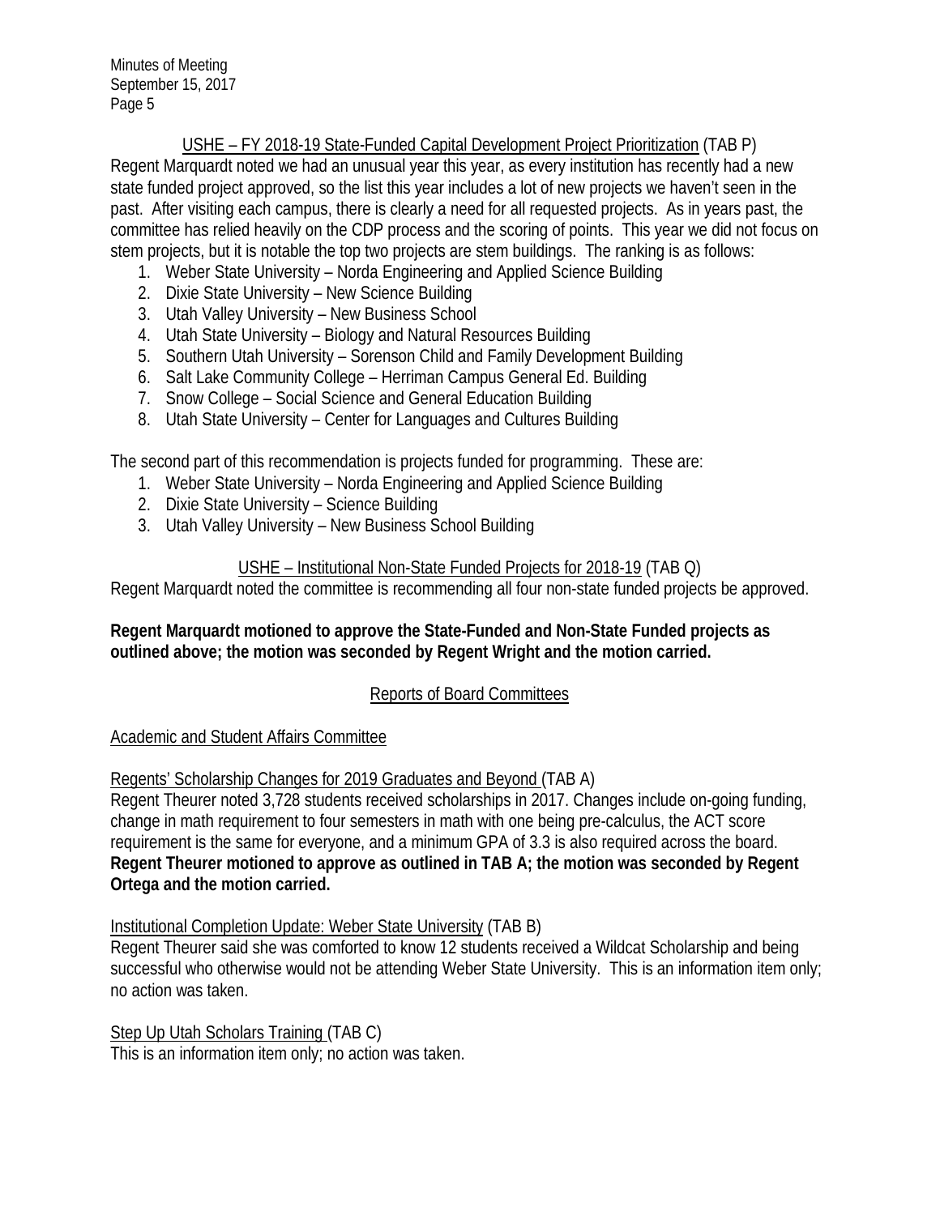USHE – FY 2018-19 State-Funded Capital Development Project Prioritization (TAB P)

Regent Marquardt noted we had an unusual year this year, as every institution has recently had a new state funded project approved, so the list this year includes a lot of new projects we haven't seen in the past. After visiting each campus, there is clearly a need for all requested projects. As in years past, the committee has relied heavily on the CDP process and the scoring of points. This year we did not focus on stem projects, but it is notable the top two projects are stem buildings. The ranking is as follows:

1. Weber State University – Norda Engineering and Applied Science Building
2. Dixie State University – New Science Building
3. Utah Valley University – New Business School
4. Utah State University – Biology and Natural Resources Building
5. Southern Utah University – Sorenson Child and Family Development Building
6. Salt Lake Community College – Herriman Campus General Ed. Building
7. Snow College – Social Science and General Education Building
8. Utah State University – Center for Languages and Cultures Building

The second part of this recommendation is projects funded for programming. These are:

1. Weber State University – Norda Engineering and Applied Science Building
2. Dixie State University – Science Building
3. Utah Valley University – New Business School Building

USHE – Institutional Non-State Funded Projects for 2018-19 (TAB Q)

Regent Marquardt noted the committee is recommending all four non-state funded projects be approved.

**Regent Marquardt motioned to approve the State-Funded and Non-State Funded projects as outlined above; the motion was seconded by Regent Wright and the motion carried.**

## Reports of Board Committees

### Academic and Student Affairs Committee

Regents' Scholarship Changes for 2019 Graduates and Beyond (TAB A)

Regent Theurer noted 3,728 students received scholarships in 2017. Changes include on-going funding, change in math requirement to four semesters in math with one being pre-calculus, the ACT score requirement is the same for everyone, and a minimum GPA of 3.3 is also required across the board. **Regent Theurer motioned to approve as outlined in TAB A; the motion was seconded by Regent Ortega and the motion carried.**

Institutional Completion Update: Weber State University (TAB B)

Regent Theurer said she was comforted to know 12 students received a Wildcat Scholarship and being successful who otherwise would not be attending Weber State University. This is an information item only; no action was taken.

Step Up Utah Scholars Training (TAB C)

This is an information item only; no action was taken.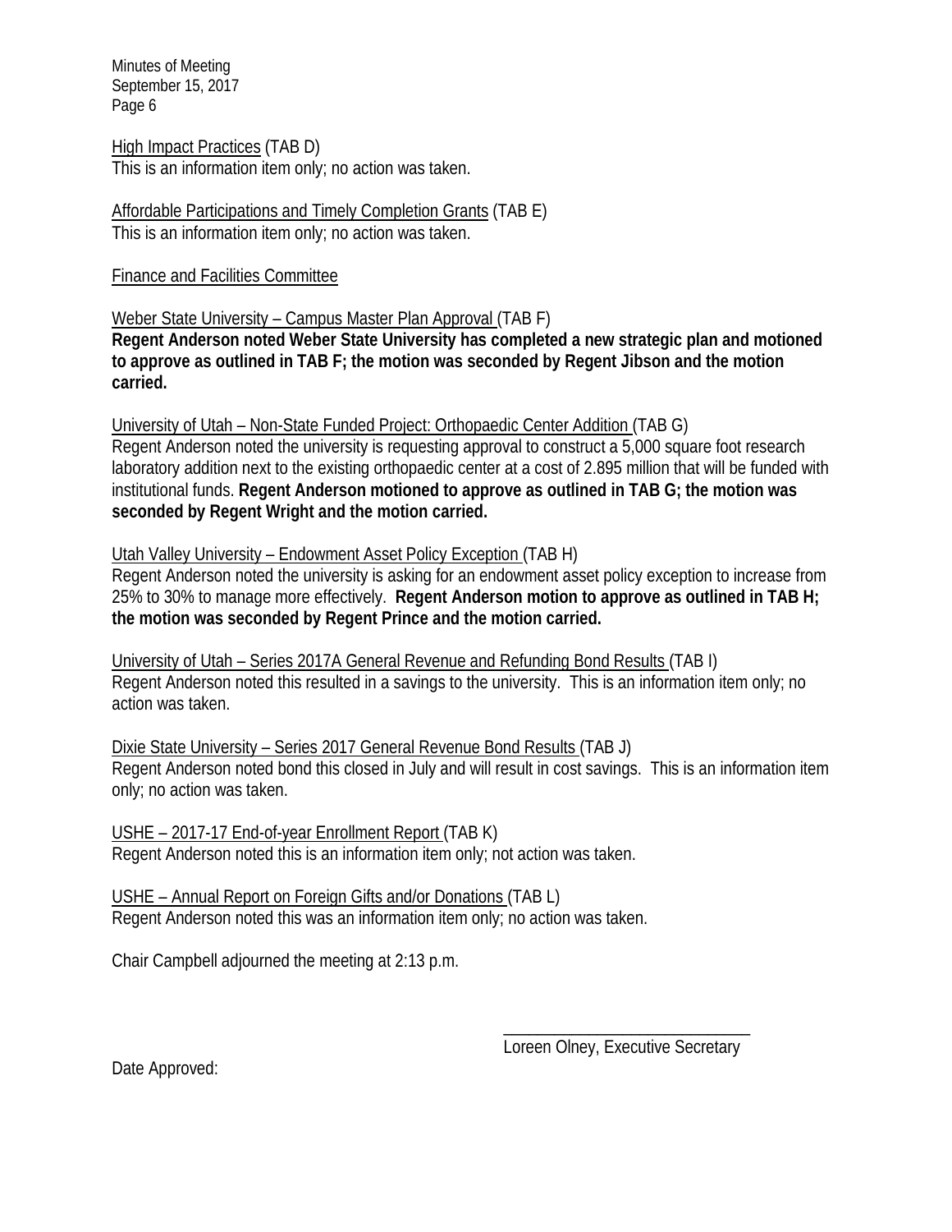<u>High Impact Practices</u> (TAB D)
This is an information item only; no action was taken.

<u>Affordable Participations and Timely Completion Grants</u> (TAB E)
This is an information item only; no action was taken.

<u>Finance and Facilities Committee</u>

<u>Weber State University – Campus Master Plan Approval</u> (TAB F)
**Regent Anderson noted Weber State University has completed a new strategic plan and motioned to approve as outlined in TAB F; the motion was seconded by Regent Jibson and the motion carried.**

<u>University of Utah – Non-State Funded Project: Orthopaedic Center Addition</u> (TAB G)
Regent Anderson noted the university is requesting approval to construct a 5,000 square foot research laboratory addition next to the existing orthopaedic center at a cost of 2.895 million that will be funded with institutional funds. **Regent Anderson motioned to approve as outlined in TAB G; the motion was seconded by Regent Wright and the motion carried.**

<u>Utah Valley University – Endowment Asset Policy Exception</u> (TAB H)
Regent Anderson noted the university is asking for an endowment asset policy exception to increase from 25% to 30% to manage more effectively. **Regent Anderson motion to approve as outlined in TAB H; the motion was seconded by Regent Prince and the motion carried.**

<u>University of Utah – Series 2017A General Revenue and Refunding Bond Results</u> (TAB I)
Regent Anderson noted this resulted in a savings to the university. This is an information item only; no action was taken.

<u>Dixie State University – Series 2017 General Revenue Bond Results</u> (TAB J)
Regent Anderson noted bond this closed in July and will result in cost savings. This is an information item only; no action was taken.

<u>USHE – 2017-17 End-of-year Enrollment Report</u> (TAB K)
Regent Anderson noted this is an information item only; not action was taken.

<u>USHE – Annual Report on Foreign Gifts and/or Donations</u> (TAB L)
Regent Anderson noted this was an information item only; no action was taken.

Chair Campbell adjourned the meeting at 2:13 p.m.

\_\_\_\_\_\_\_\_\_\_\_\_\_\_\_\_\_\_\_\_\_\_\_\_\_\_\_\_\_\_
Loreen Olney, Executive Secretary

Date Approved: